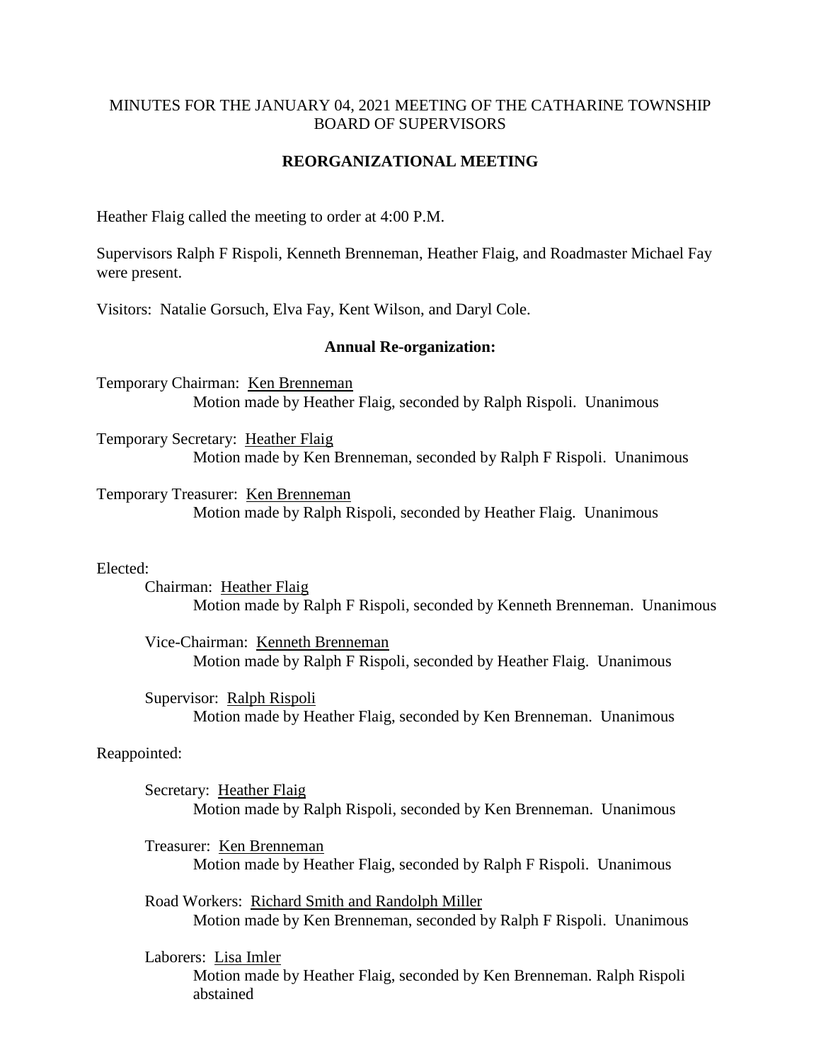MINUTES FOR THE JANUARY 04, 2021 MEETING OF THE CATHARINE TOWNSHIP BOARD OF SUPERVISORS

**REORGANIZATIONAL MEETING**

Heather Flaig called the meeting to order at 4:00 P.M.

Supervisors Ralph F Rispoli, Kenneth Brenneman, Heather Flaig, and Roadmaster Michael Fay were present.

Visitors: Natalie Gorsuch, Elva Fay, Kent Wilson, and Daryl Cole.

**Annual Re-organization:**

Temporary Chairman: Ken Brenneman
Motion made by Heather Flaig, seconded by Ralph Rispoli. Unanimous

Temporary Secretary: Heather Flaig
Motion made by Ken Brenneman, seconded by Ralph F Rispoli. Unanimous

Temporary Treasurer: Ken Brenneman
Motion made by Ralph Rispoli, seconded by Heather Flaig. Unanimous

Elected:

Chairman: Heather Flaig
Motion made by Ralph F Rispoli, seconded by Kenneth Brenneman. Unanimous

Vice-Chairman: Kenneth Brenneman
Motion made by Ralph F Rispoli, seconded by Heather Flaig. Unanimous

Supervisor: Ralph Rispoli
Motion made by Heather Flaig, seconded by Ken Brenneman. Unanimous

Reappointed:

Secretary: Heather Flaig
Motion made by Ralph Rispoli, seconded by Ken Brenneman. Unanimous

Treasurer: Ken Brenneman
Motion made by Heather Flaig, seconded by Ralph F Rispoli. Unanimous

Road Workers: Richard Smith and Randolph Miller
Motion made by Ken Brenneman, seconded by Ralph F Rispoli. Unanimous

Laborers: Lisa Imler
Motion made by Heather Flaig, seconded by Ken Brenneman. Ralph Rispoli abstained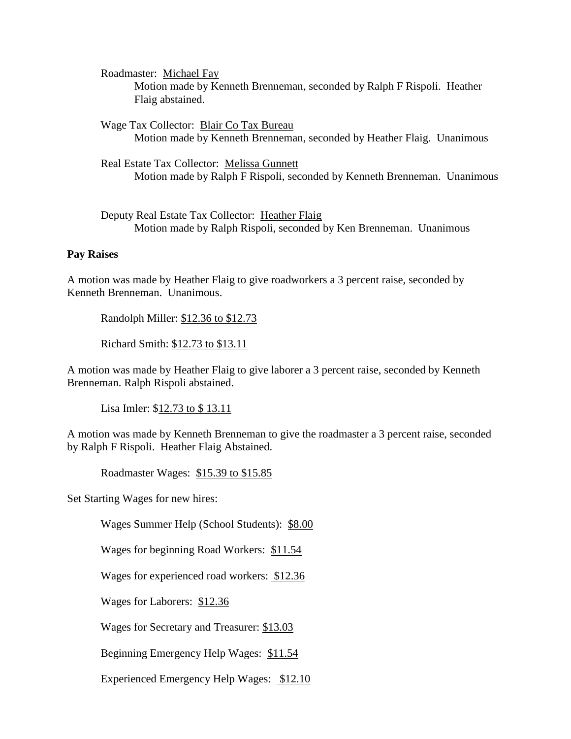Roadmaster: Michael Fay

Motion made by Kenneth Brenneman, seconded by Ralph F Rispoli. Heather Flaig abstained.

Wage Tax Collector: Blair Co Tax Bureau

Motion made by Kenneth Brenneman, seconded by Heather Flaig. Unanimous

Real Estate Tax Collector: Melissa Gunnett

Motion made by Ralph F Rispoli, seconded by Kenneth Brenneman. Unanimous

Deputy Real Estate Tax Collector: Heather Flaig

Motion made by Ralph Rispoli, seconded by Ken Brenneman. Unanimous

**Pay Raises**

A motion was made by Heather Flaig to give roadworkers a 3 percent raise, seconded by Kenneth Brenneman. Unanimous.

Randolph Miller: $12.36 to $12.73

Richard Smith: $12.73 to $13.11

A motion was made by Heather Flaig to give laborer a 3 percent raise, seconded by Kenneth Brenneman. Ralph Rispoli abstained.

Lisa Imler: $12.73 to $ 13.11

A motion was made by Kenneth Brenneman to give the roadmaster a 3 percent raise, seconded by Ralph F Rispoli. Heather Flaig Abstained.

Roadmaster Wages: $15.39 to $15.85

Set Starting Wages for new hires:

Wages Summer Help (School Students): $8.00

Wages for beginning Road Workers: $11.54

Wages for experienced road workers: $12.36

Wages for Laborers: $12.36

Wages for Secretary and Treasurer: $13.03

Beginning Emergency Help Wages: $11.54

Experienced Emergency Help Wages: $12.10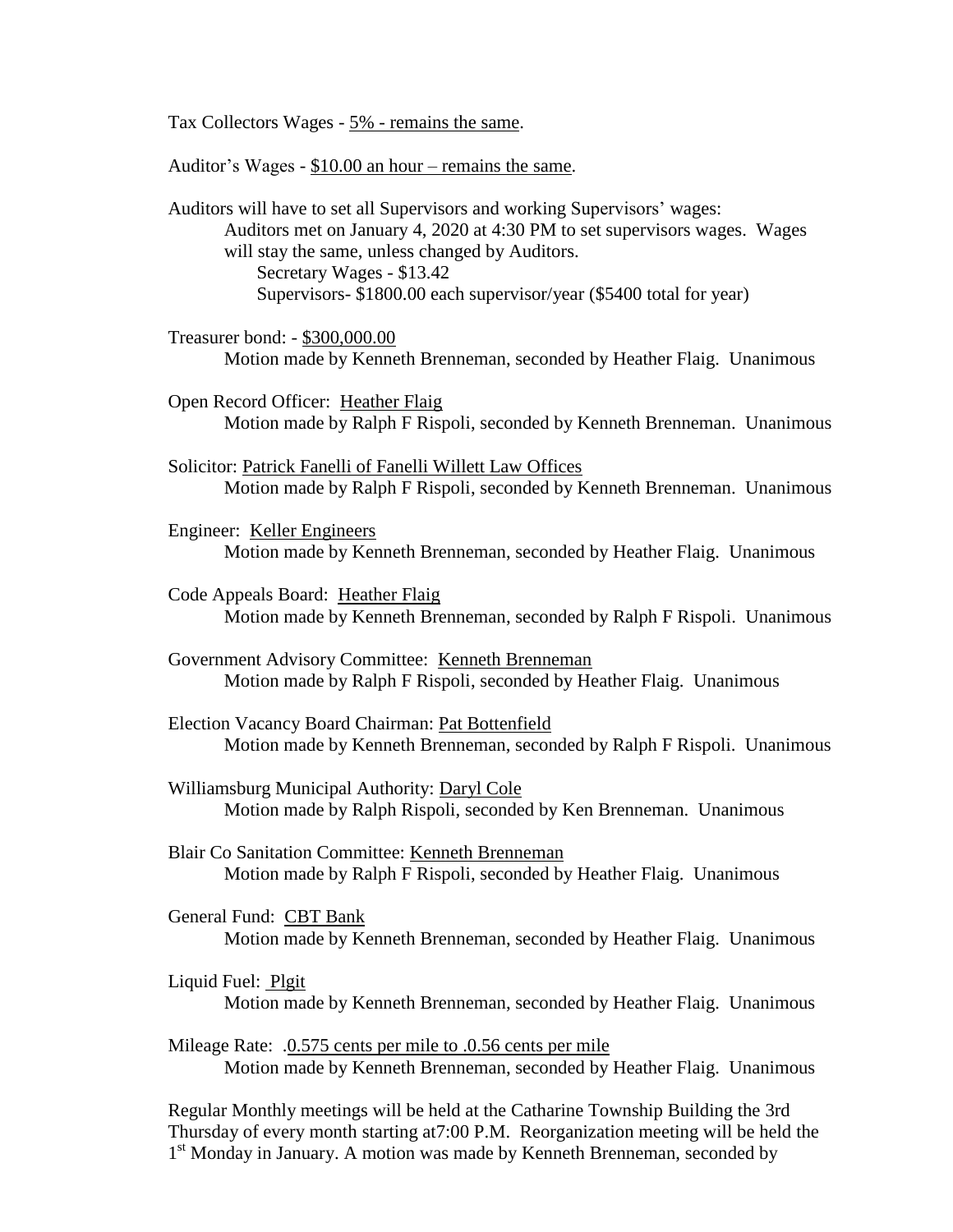Tax Collectors Wages - 5% - remains the same.

Auditor's Wages - $10.00 an hour – remains the same.

Auditors will have to set all Supervisors and working Supervisors' wages:

Auditors met on January 4, 2020 at 4:30 PM to set supervisors wages. Wages will stay the same, unless changed by Auditors.

Secretary Wages - $13.42

Supervisors- $1800.00 each supervisor/year ($5400 total for year)

Treasurer bond: - $300,000.00

Motion made by Kenneth Brenneman, seconded by Heather Flaig. Unanimous

Open Record Officer: Heather Flaig

Motion made by Ralph F Rispoli, seconded by Kenneth Brenneman. Unanimous

Solicitor: Patrick Fanelli of Fanelli Willett Law Offices

Motion made by Ralph F Rispoli, seconded by Kenneth Brenneman. Unanimous

Engineer: Keller Engineers

Motion made by Kenneth Brenneman, seconded by Heather Flaig. Unanimous

Code Appeals Board: Heather Flaig

Motion made by Kenneth Brenneman, seconded by Ralph F Rispoli. Unanimous

Government Advisory Committee: Kenneth Brenneman

Motion made by Ralph F Rispoli, seconded by Heather Flaig. Unanimous

Election Vacancy Board Chairman: Pat Bottenfield

Motion made by Kenneth Brenneman, seconded by Ralph F Rispoli. Unanimous

Williamsburg Municipal Authority: Daryl Cole

Motion made by Ralph Rispoli, seconded by Ken Brenneman. Unanimous

Blair Co Sanitation Committee: Kenneth Brenneman

Motion made by Ralph F Rispoli, seconded by Heather Flaig. Unanimous

General Fund: CBT Bank

Motion made by Kenneth Brenneman, seconded by Heather Flaig. Unanimous

Liquid Fuel: Plgit

Motion made by Kenneth Brenneman, seconded by Heather Flaig. Unanimous

Mileage Rate: .0.575 cents per mile to .0.56 cents per mile

Motion made by Kenneth Brenneman, seconded by Heather Flaig. Unanimous

Regular Monthly meetings will be held at the Catharine Township Building the 3rd Thursday of every month starting at7:00 P.M. Reorganization meeting will be held the 1st Monday in January. A motion was made by Kenneth Brenneman, seconded by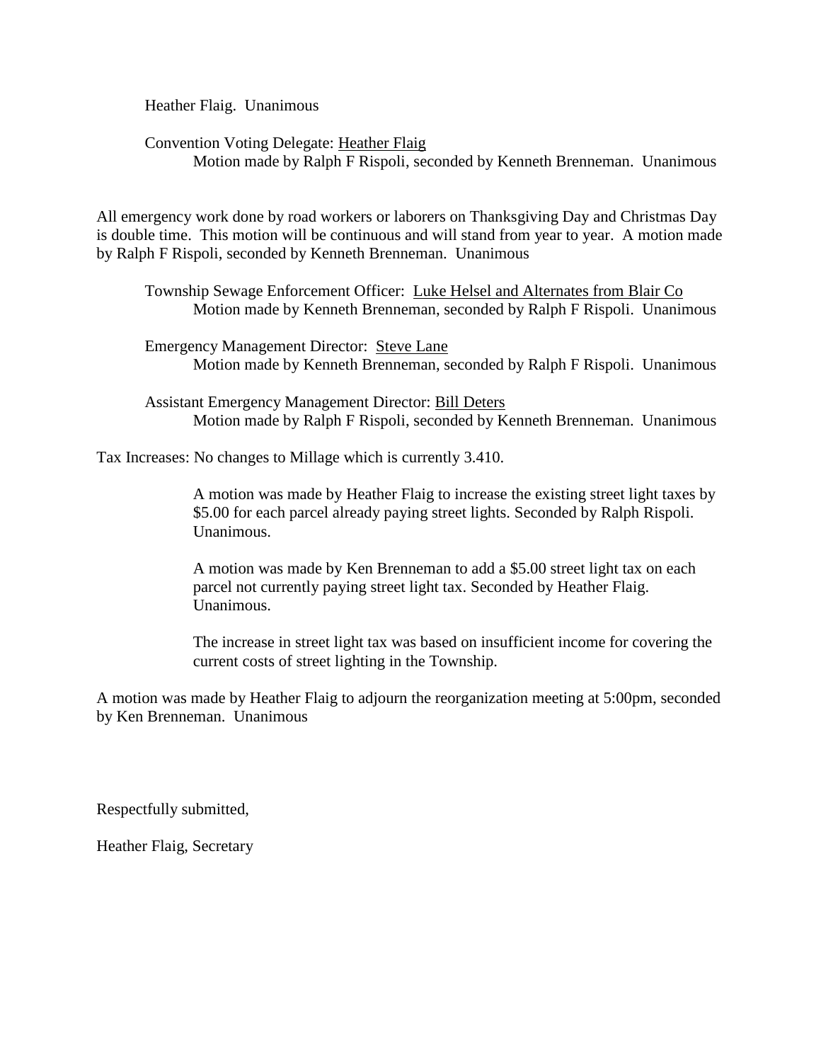Heather Flaig. Unanimous

Convention Voting Delegate: Heather Flaig
Motion made by Ralph F Rispoli, seconded by Kenneth Brenneman. Unanimous

All emergency work done by road workers or laborers on Thanksgiving Day and Christmas Day is double time. This motion will be continuous and will stand from year to year. A motion made by Ralph F Rispoli, seconded by Kenneth Brenneman. Unanimous

Township Sewage Enforcement Officer: Luke Helsel and Alternates from Blair Co
Motion made by Kenneth Brenneman, seconded by Ralph F Rispoli. Unanimous

Emergency Management Director: Steve Lane
Motion made by Kenneth Brenneman, seconded by Ralph F Rispoli. Unanimous

Assistant Emergency Management Director: Bill Deters
Motion made by Ralph F Rispoli, seconded by Kenneth Brenneman. Unanimous

Tax Increases: No changes to Millage which is currently 3.410.

A motion was made by Heather Flaig to increase the existing street light taxes by $5.00 for each parcel already paying street lights. Seconded by Ralph Rispoli. Unanimous.

A motion was made by Ken Brenneman to add a $5.00 street light tax on each parcel not currently paying street light tax. Seconded by Heather Flaig. Unanimous.

The increase in street light tax was based on insufficient income for covering the current costs of street lighting in the Township.

A motion was made by Heather Flaig to adjourn the reorganization meeting at 5:00pm, seconded by Ken Brenneman. Unanimous

Respectfully submitted,

Heather Flaig, Secretary